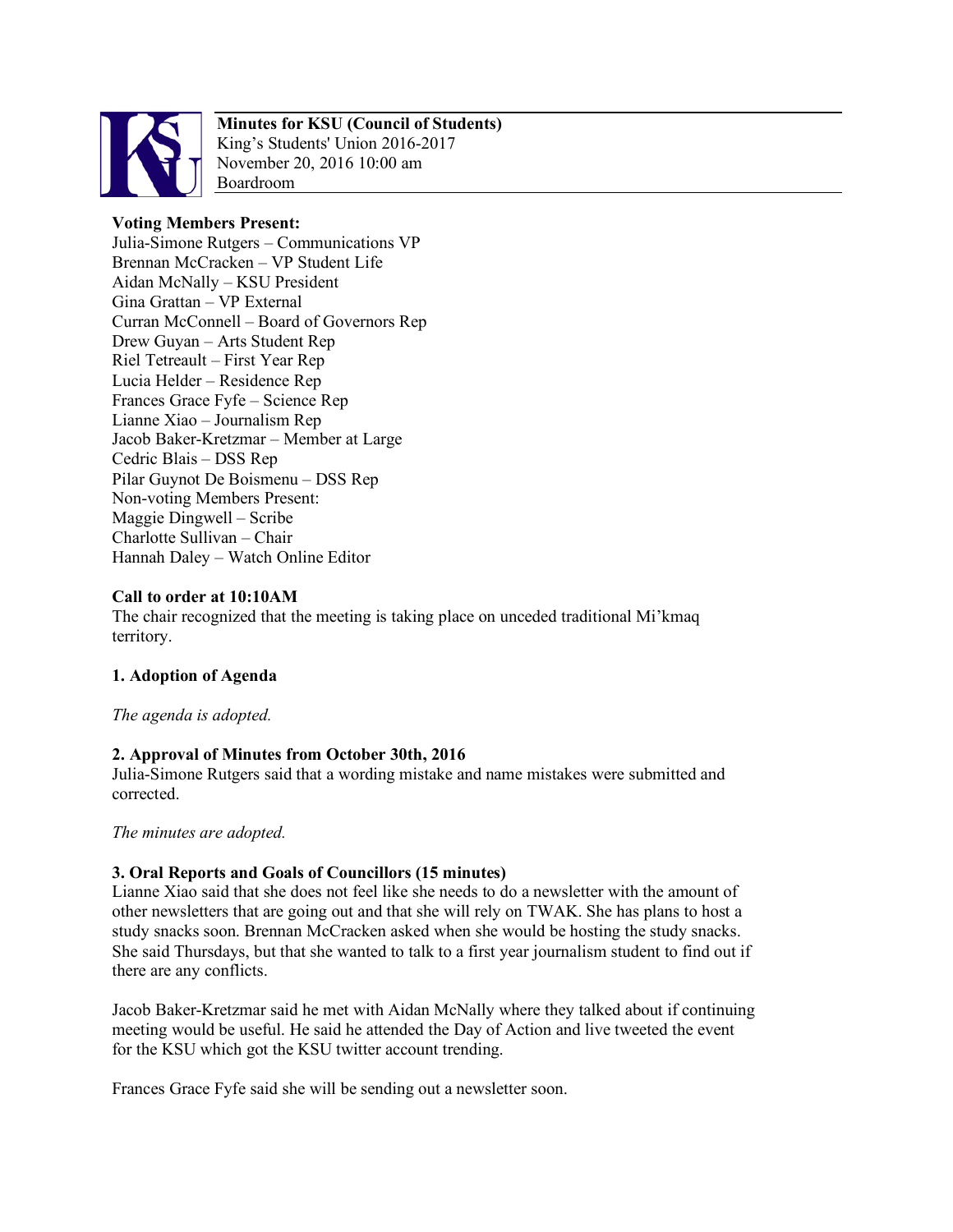**Minutes for KSU (Council of Students)**
King's Students' Union 2016-2017
November 20, 2016 10:00 am
Boardroom

**Voting Members Present:**
Julia-Simone Rutgers – Communications VP
Brennan McCracken – VP Student Life
Aidan McNally – KSU President
Gina Grattan – VP External
Curran McConnell – Board of Governors Rep
Drew Guyan – Arts Student Rep
Riel Tetreault – First Year Rep
Lucia Helder – Residence Rep
Frances Grace Fyfe – Science Rep
Lianne Xiao – Journalism Rep
Jacob Baker-Kretzmar – Member at Large
Cedric Blais – DSS Rep
Pilar Guynot De Boismenu – DSS Rep
Non-voting Members Present:
Maggie Dingwell – Scribe
Charlotte Sullivan – Chair
Hannah Daley – Watch Online Editor

**Call to order at 10:10AM**
The chair recognized that the meeting is taking place on unceded traditional Mi'kmaq territory.

**1. Adoption of Agenda**

*The agenda is adopted.*

**2. Approval of Minutes from October 30th, 2016**
Julia-Simone Rutgers said that a wording mistake and name mistakes were submitted and corrected.

*The minutes are adopted.*

**3. Oral Reports and Goals of Councillors (15 minutes)**
Lianne Xiao said that she does not feel like she needs to do a newsletter with the amount of other newsletters that are going out and that she will rely on TWAK. She has plans to host a study snacks soon. Brennan McCracken asked when she would be hosting the study snacks. She said Thursdays, but that she wanted to talk to a first year journalism student to find out if there are any conflicts.

Jacob Baker-Kretzmar said he met with Aidan McNally where they talked about if continuing meeting would be useful. He said he attended the Day of Action and live tweeted the event for the KSU which got the KSU twitter account trending.

Frances Grace Fyfe said she will be sending out a newsletter soon.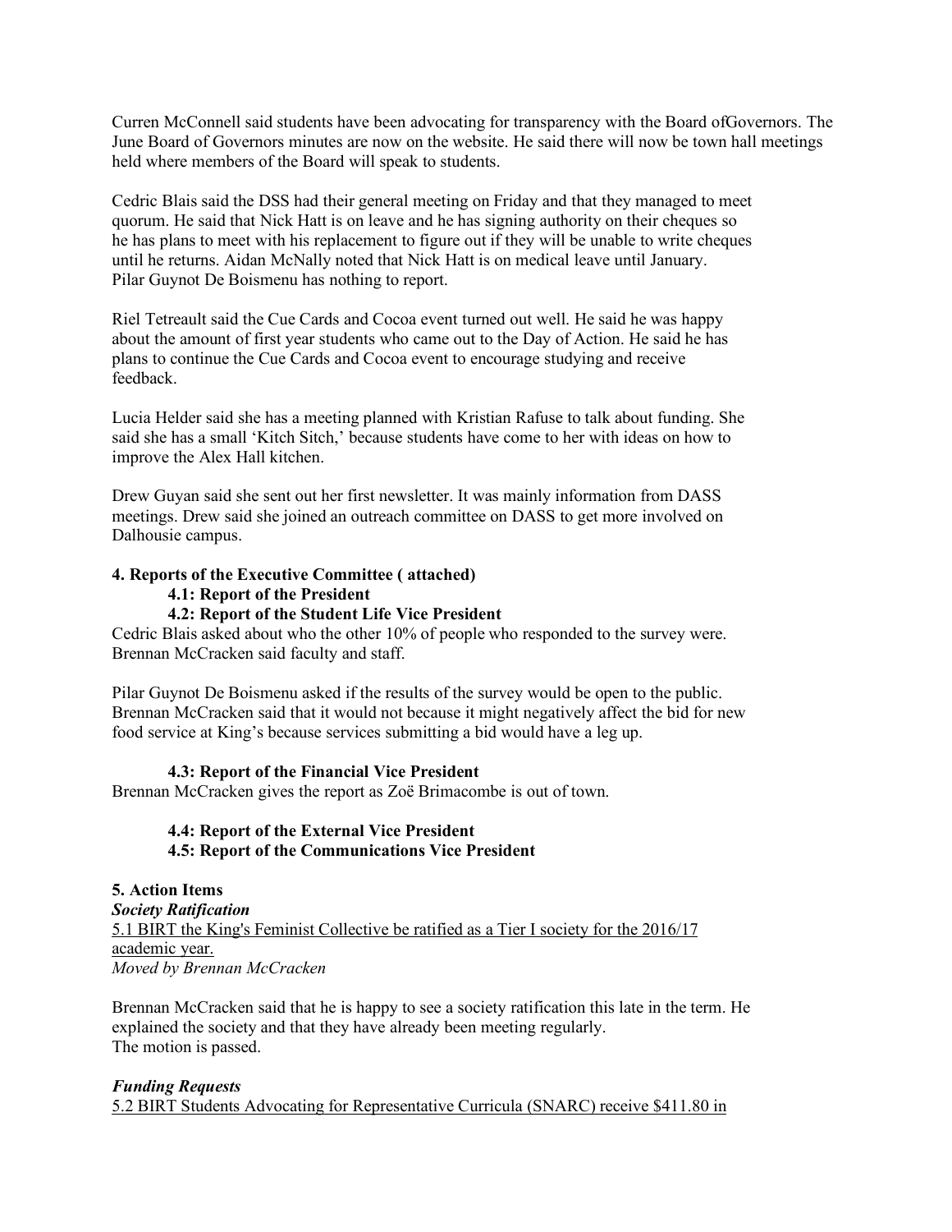Curren McConnell said students have been advocating for transparency with the Board ofGovernors. The June Board of Governors minutes are now on the website. He said there will now be town hall meetings held where members of the Board will speak to students.

Cedric Blais said the DSS had their general meeting on Friday and that they managed to meet quorum. He said that Nick Hatt is on leave and he has signing authority on their cheques so he has plans to meet with his replacement to figure out if they will be unable to write cheques until he returns. Aidan McNally noted that Nick Hatt is on medical leave until January.
Pilar Guynot De Boismenu has nothing to report.

Riel Tetreault said the Cue Cards and Cocoa event turned out well. He said he was happy about the amount of first year students who came out to the Day of Action. He said he has plans to continue the Cue Cards and Cocoa event to encourage studying and receive feedback.

Lucia Helder said she has a meeting planned with Kristian Rafuse to talk about funding. She said she has a small 'Kitch Sitch,' because students have come to her with ideas on how to improve the Alex Hall kitchen.

Drew Guyan said she sent out her first newsletter. It was mainly information from DASS meetings. Drew said she joined an outreach committee on DASS to get more involved on Dalhousie campus.

**4. Reports of the Executive Committee ( attached)**

**4.1: Report of the President**

**4.2: Report of the Student Life Vice President**

Cedric Blais asked about who the other 10% of people who responded to the survey were. Brennan McCracken said faculty and staff.

Pilar Guynot De Boismenu asked if the results of the survey would be open to the public. Brennan McCracken said that it would not because it might negatively affect the bid for new food service at King's because services submitting a bid would have a leg up.

**4.3: Report of the Financial Vice President**

Brennan McCracken gives the report as Zoë Brimacombe is out of town.

**4.4: Report of the External Vice President**

**4.5: Report of the Communications Vice President**

**5. Action Items**

***Society Ratification***

5.1 BIRT the King's Feminist Collective be ratified as a Tier I society for the 2016/17 academic year.
*Moved by Brennan McCracken*

Brennan McCracken said that he is happy to see a society ratification this late in the term. He explained the society and that they have already been meeting regularly.
The motion is passed.

***Funding Requests***

5.2 BIRT Students Advocating for Representative Curricula (SNARC) receive $411.80 in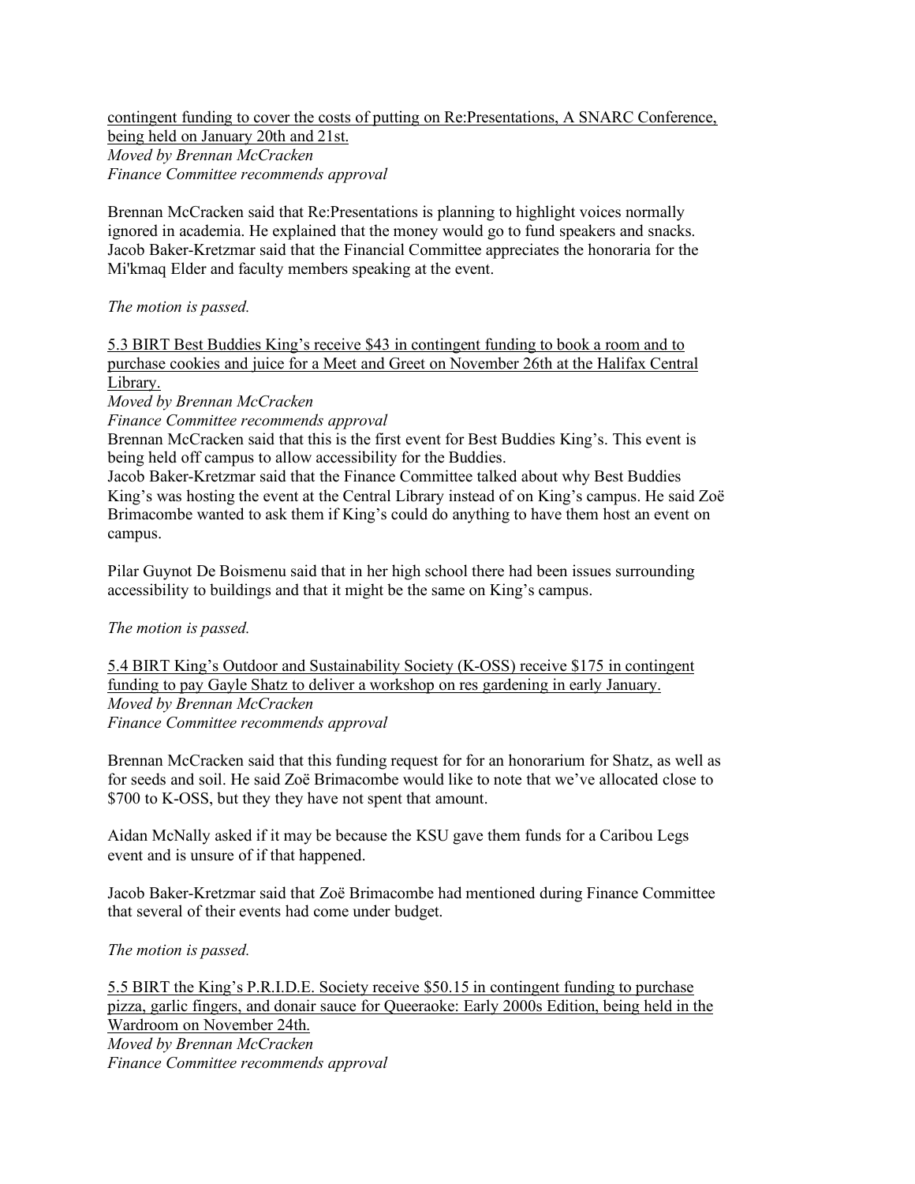<u>contingent funding to cover the costs of putting on Re:Presentations, A SNARC Conference, being held on January 20th and 21st.</u>
*Moved by Brennan McCracken*
*Finance Committee recommends approval*

Brennan McCracken said that Re:Presentations is planning to highlight voices normally ignored in academia. He explained that the money would go to fund speakers and snacks. Jacob Baker-Kretzmar said that the Financial Committee appreciates the honoraria for the Mi'kmaq Elder and faculty members speaking at the event.

*The motion is passed.*

<u>5.3 BIRT Best Buddies King's receive $43 in contingent funding to book a room and to purchase cookies and juice for a Meet and Greet on November 26th at the Halifax Central Library.</u>
*Moved by Brennan McCracken*
*Finance Committee recommends approval*
Brennan McCracken said that this is the first event for Best Buddies King's. This event is being held off campus to allow accessibility for the Buddies.
Jacob Baker-Kretzmar said that the Finance Committee talked about why Best Buddies King's was hosting the event at the Central Library instead of on King's campus. He said Zoë Brimacombe wanted to ask them if King's could do anything to have them host an event on campus.

Pilar Guynot De Boismenu said that in her high school there had been issues surrounding accessibility to buildings and that it might be the same on King's campus.

*The motion is passed.*

<u>5.4 BIRT King's Outdoor and Sustainability Society (K-OSS) receive $175 in contingent funding to pay Gayle Shatz to deliver a workshop on res gardening in early January.</u>
*Moved by Brennan McCracken*
*Finance Committee recommends approval*

Brennan McCracken said that this funding request for for an honorarium for Shatz, as well as for seeds and soil. He said Zoë Brimacombe would like to note that we've allocated close to $700 to K-OSS, but they they have not spent that amount.

Aidan McNally asked if it may be because the KSU gave them funds for a Caribou Legs event and is unsure of if that happened.

Jacob Baker-Kretzmar said that Zoë Brimacombe had mentioned during Finance Committee that several of their events had come under budget.

*The motion is passed.*

<u>5.5 BIRT the King's P.R.I.D.E. Society receive $50.15 in contingent funding to purchase pizza, garlic fingers, and donair sauce for Queeraoke: Early 2000s Edition, being held in the Wardroom on November 24th.</u>
*Moved by Brennan McCracken*
*Finance Committee recommends approval*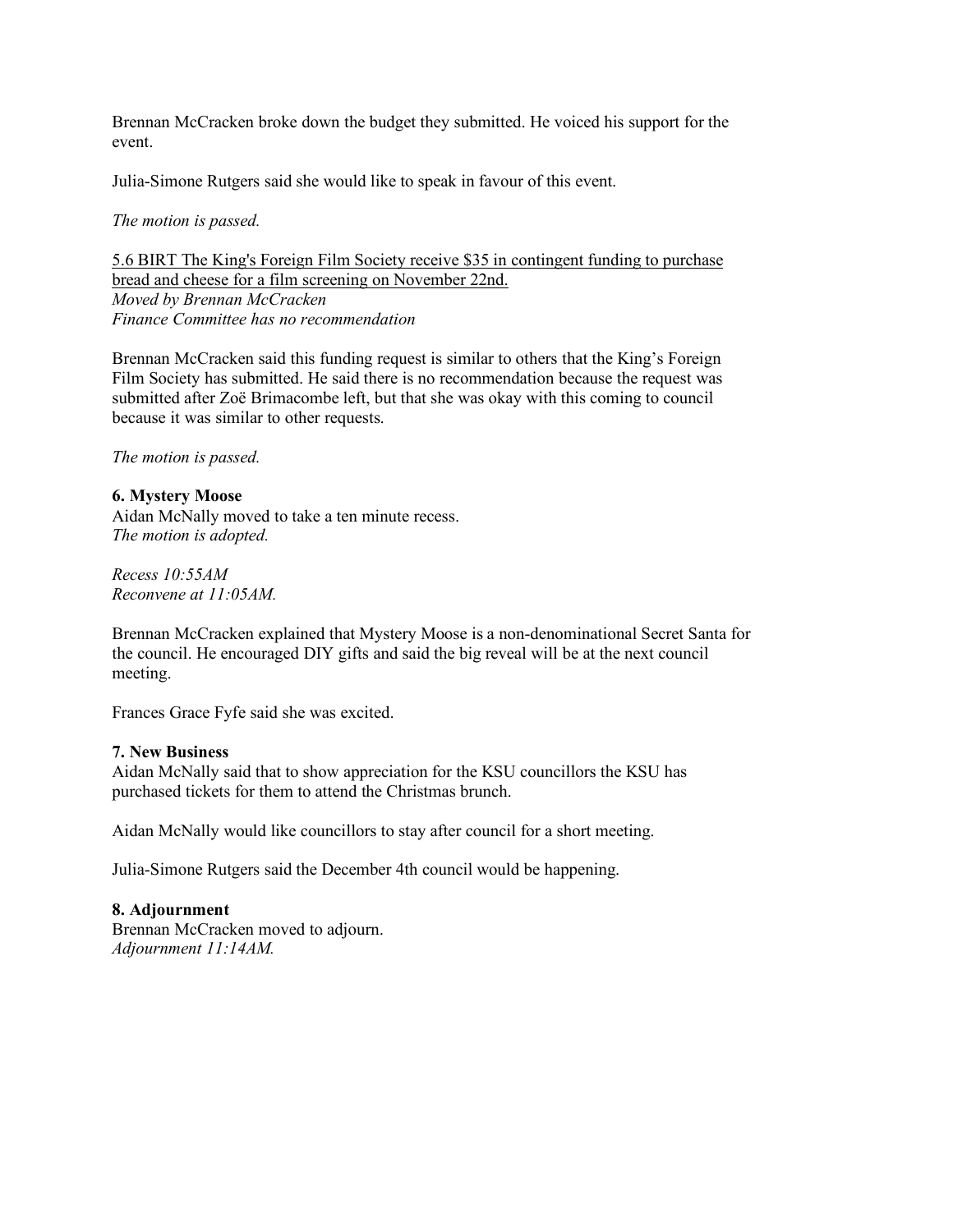Brennan McCracken broke down the budget they submitted. He voiced his support for the event.

Julia-Simone Rutgers said she would like to speak in favour of this event.

*The motion is passed.*

<u>5.6 BIRT The King's Foreign Film Society receive $35 in contingent funding to purchase bread and cheese for a film screening on November 22nd.</u>
*Moved by Brennan McCracken*
*Finance Committee has no recommendation*

Brennan McCracken said this funding request is similar to others that the King's Foreign Film Society has submitted. He said there is no recommendation because the request was submitted after Zoë Brimacombe left, but that she was okay with this coming to council because it was similar to other requests.

*The motion is passed.*

**6. Mystery Moose**
Aidan McNally moved to take a ten minute recess.
*The motion is adopted.*

*Recess 10:55AM*
*Reconvene at 11:05AM.*

Brennan McCracken explained that Mystery Moose is a non-denominational Secret Santa for the council. He encouraged DIY gifts and said the big reveal will be at the next council meeting.

Frances Grace Fyfe said she was excited.

**7. New Business**
Aidan McNally said that to show appreciation for the KSU councillors the KSU has purchased tickets for them to attend the Christmas brunch.

Aidan McNally would like councillors to stay after council for a short meeting.

Julia-Simone Rutgers said the December 4th council would be happening.

**8. Adjournment**
Brennan McCracken moved to adjourn.
*Adjournment 11:14AM.*